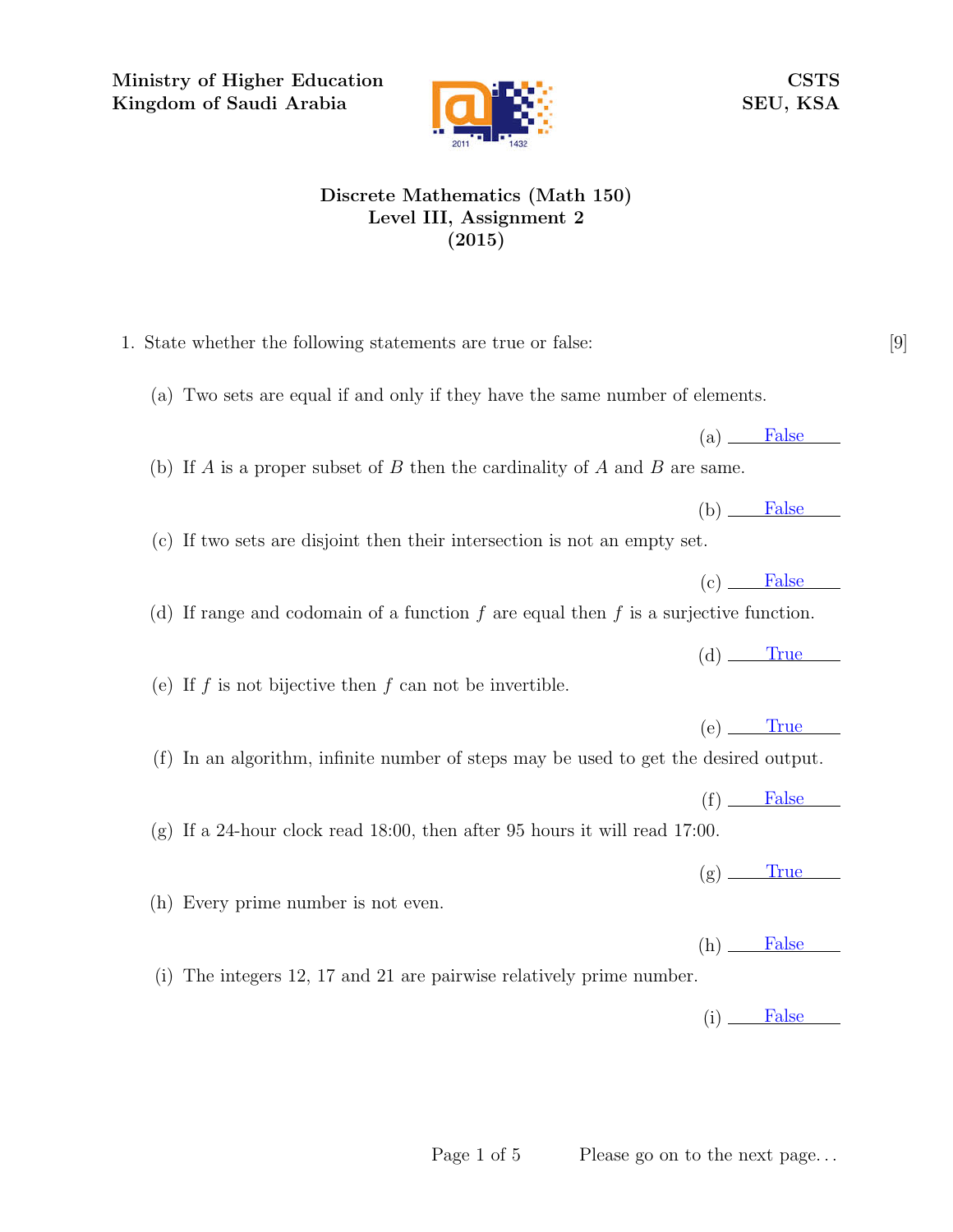**Ministry of Higher Education**
**Kingdom of Saudi Arabia**

**CSTS**
**SEU, KSA**

# Discrete Mathematics (Math 150)
## Level III, Assignment 2
## (2015)

1. State whether the following statements are true or false: [9]

   (a) Two sets are equal if and only if they have the same number of elements.

   (a) False

   (b) If $A$ is a proper subset of $B$ then the cardinality of $A$ and $B$ are same.

   (b) False

   (c) If two sets are disjoint then their intersection is not an empty set.

   (c) False

   (d) If range and codomain of a function $f$ are equal then $f$ is a surjective function.

   (d) True

   (e) If $f$ is not bijective then $f$ can not be invertible.

   (e) True

   (f) In an algorithm, infinite number of steps may be used to get the desired output.

   (f) False

   (g) If a 24-hour clock read 18:00, then after 95 hours it will read 17:00.

   (g) True

   (h) Every prime number is not even.

   (h) False

   (i) The integers 12, 17 and 21 are pairwise relatively prime number.

   (i) False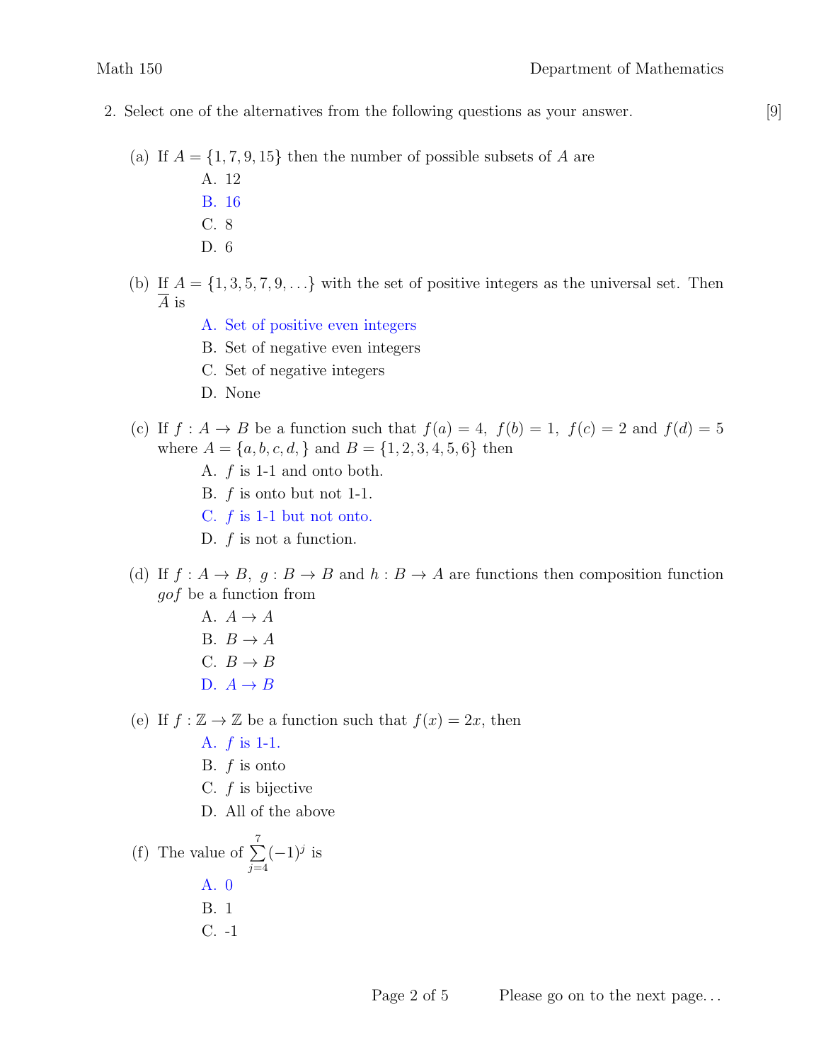2. Select one of the alternatives from the following questions as your answer. [9]

(a) If $A = \{1, 7, 9, 15\}$ then the number of possible subsets of $A$ are

A. 12

B. 16

C. 8

D. 6

(b) If $A = \{1, 3, 5, 7, 9, \ldots\}$ with the set of positive integers as the universal set. Then $\overline{A}$ is

A. Set of positive even integers

B. Set of negative even integers

C. Set of negative integers

D. None

(c) If $f : A \to B$ be a function such that $f(a) = 4,\ f(b) = 1,\ f(c) = 2$ and $f(d) = 5$ where $A = \{a, b, c, d, \}$ and $B = \{1, 2, 3, 4, 5, 6\}$ then

A. $f$ is 1-1 and onto both.

B. $f$ is onto but not 1-1.

C. $f$ is 1-1 but not onto.

D. $f$ is not a function.

(d) If $f : A \to B,\ g : B \to B$ and $h : B \to A$ are functions then composition function $gof$ be a function from

A. $A \to A$

B. $B \to A$

C. $B \to B$

D. $A \to B$

(e) If $f : \mathbb{Z} \to \mathbb{Z}$ be a function such that $f(x) = 2x$, then

A. $f$ is 1-1.

B. $f$ is onto

C. $f$ is bijective

D. All of the above

(f) The value of $\sum_{j=4}^{7} (-1)^j$ is

A. 0

B. 1

C. -1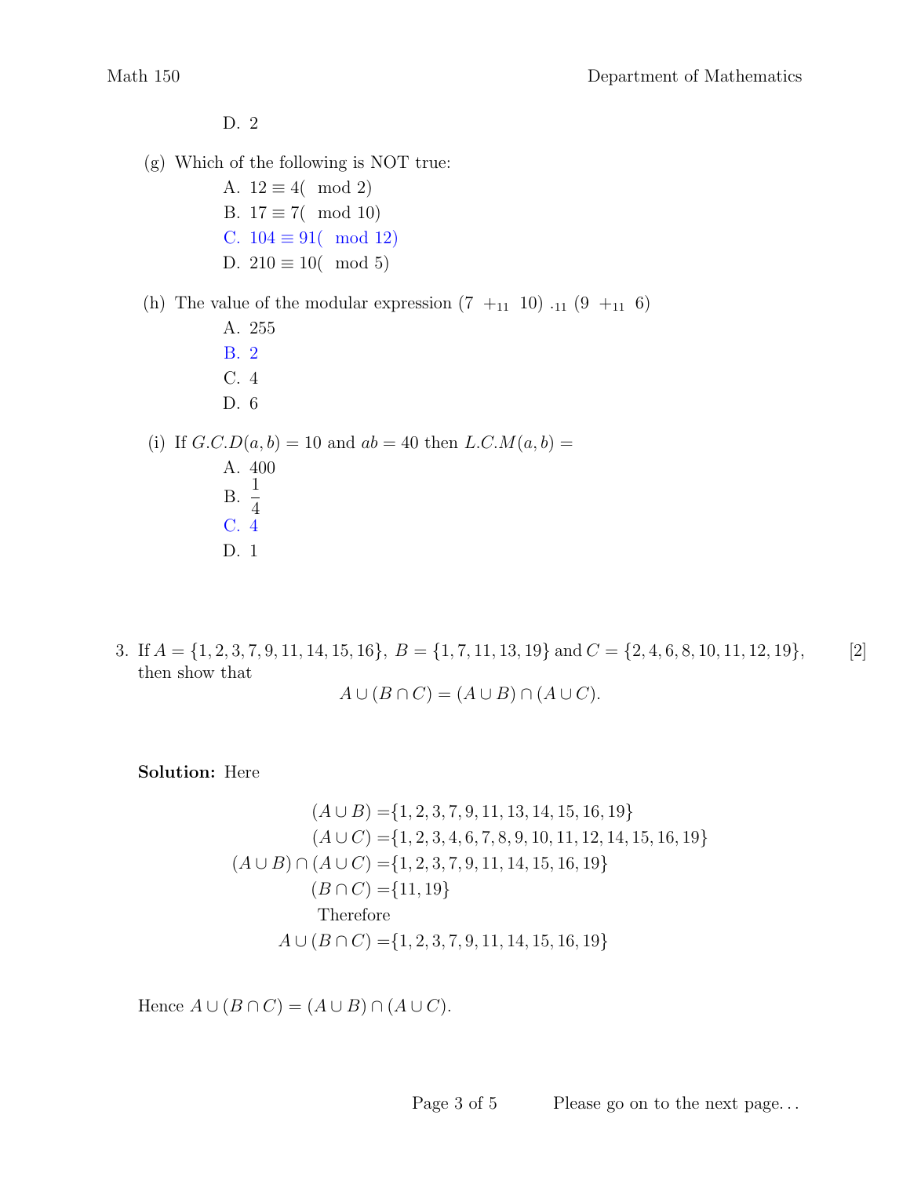D. 2

(g) Which of the following is NOT true:

A. $12 \equiv 4(\mod 2)$

B. $17 \equiv 7(\mod 10)$

C. $104 \equiv 91(\mod 12)$

D. $210 \equiv 10(\mod 5)$

(h) The value of the modular expression $(7 +_{11} 10) \cdot_{11} (9 +_{11} 6)$

A. 255

B. 2

C. 4

D. 6

(i) If $G.C.D(a, b) = 10$ and $ab = 40$ then $L.C.M(a, b) =$

A. 400

B. $\frac{1}{4}$

C. 4

D. 1

3. If $A = \{1, 2, 3, 7, 9, 11, 14, 15, 16\}$, $B = \{1, 7, 11, 13, 19\}$ and $C = \{2, 4, 6, 8, 10, 11, 12, 19\}$, then show that [2]

$$A \cup (B \cap C) = (A \cup B) \cap (A \cup C).$$

**Solution:** Here

$$
\begin{aligned}
(A \cup B) &= \{1, 2, 3, 7, 9, 11, 13, 14, 15, 16, 19\} \\
(A \cup C) &= \{1, 2, 3, 4, 6, 7, 8, 9, 10, 11, 12, 14, 15, 16, 19\} \\
(A \cup B) \cap (A \cup C) &= \{1, 2, 3, 7, 9, 11, 14, 15, 16, 19\} \\
(B \cap C) &= \{11, 19\} \\
&\text{Therefore} \\
A \cup (B \cap C) &= \{1, 2, 3, 7, 9, 11, 14, 15, 16, 19\}
\end{aligned}
$$

Hence $A \cup (B \cap C) = (A \cup B) \cap (A \cup C)$.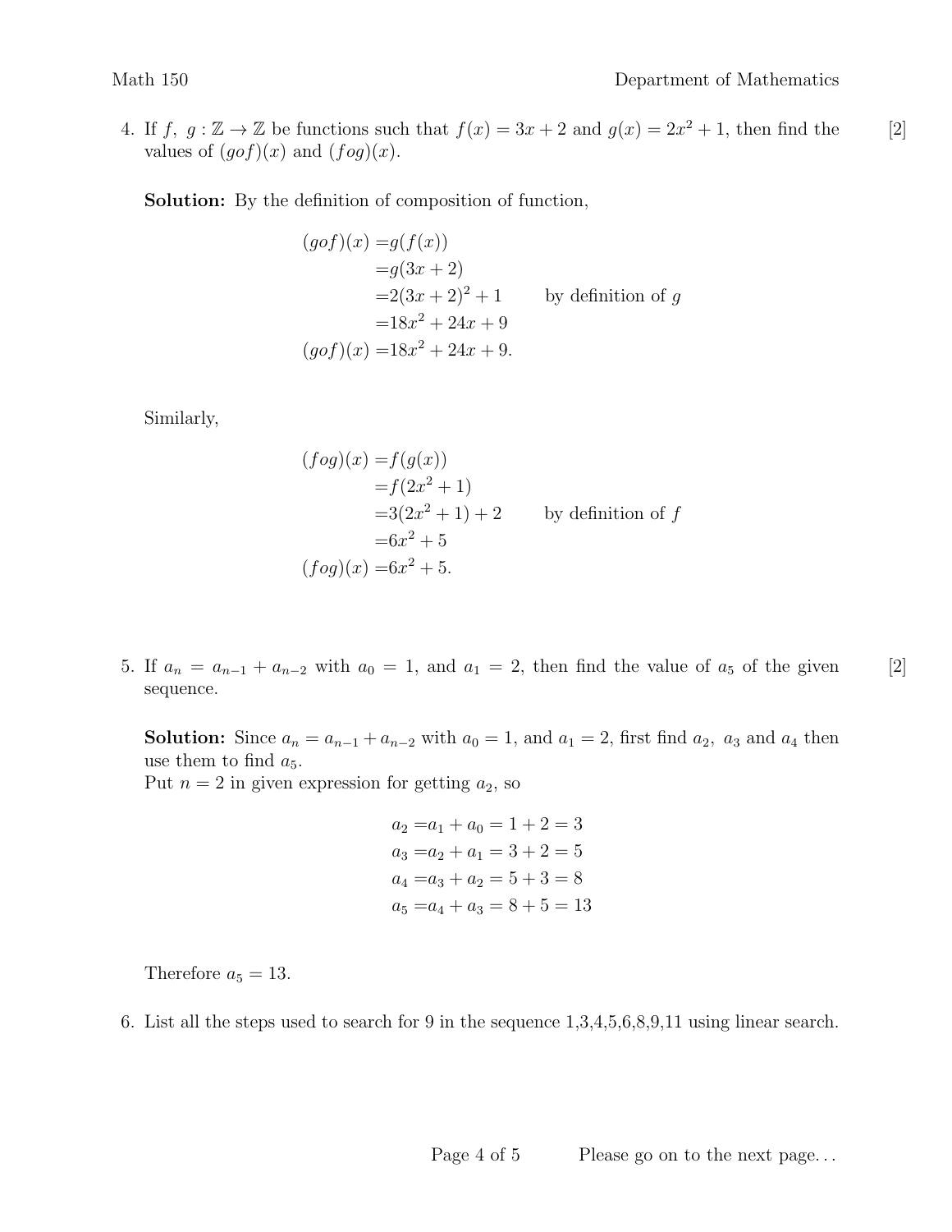4. If $f,\ g : \mathbb{Z} \to \mathbb{Z}$ be functions such that $f(x) = 3x + 2$ and $g(x) = 2x^2 + 1$, then find the values of $(gof)(x)$ and $(fog)(x)$. [2]

**Solution:** By the definition of composition of function,

$$
\begin{aligned}
(gof)(x) =& g(f(x)) \\
=& g(3x + 2) \\
=& 2(3x + 2)^2 + 1 \qquad \text{by definition of } g \\
=& 18x^2 + 24x + 9 \\
(gof)(x) =& 18x^2 + 24x + 9.
\end{aligned}
$$

Similarly,

$$
\begin{aligned}
(fog)(x) =& f(g(x)) \\
=& f(2x^2 + 1) \\
=& 3(2x^2 + 1) + 2 \qquad \text{by definition of } f \\
=& 6x^2 + 5 \\
(fog)(x) =& 6x^2 + 5.
\end{aligned}
$$

5. If $a_n = a_{n-1} + a_{n-2}$ with $a_0 = 1$, and $a_1 = 2$, then find the value of $a_5$ of the given sequence. [2]

**Solution:** Since $a_n = a_{n-1} + a_{n-2}$ with $a_0 = 1$, and $a_1 = 2$, first find $a_2,\ a_3$ and $a_4$ then use them to find $a_5$.
Put $n = 2$ in given expression for getting $a_2$, so

$$
\begin{aligned}
a_2 =& a_1 + a_0 = 1 + 2 = 3 \\
a_3 =& a_2 + a_1 = 3 + 2 = 5 \\
a_4 =& a_3 + a_2 = 5 + 3 = 8 \\
a_5 =& a_4 + a_3 = 8 + 5 = 13
\end{aligned}
$$

Therefore $a_5 = 13$.

6. List all the steps used to search for 9 in the sequence 1,3,4,5,6,8,9,11 using linear search.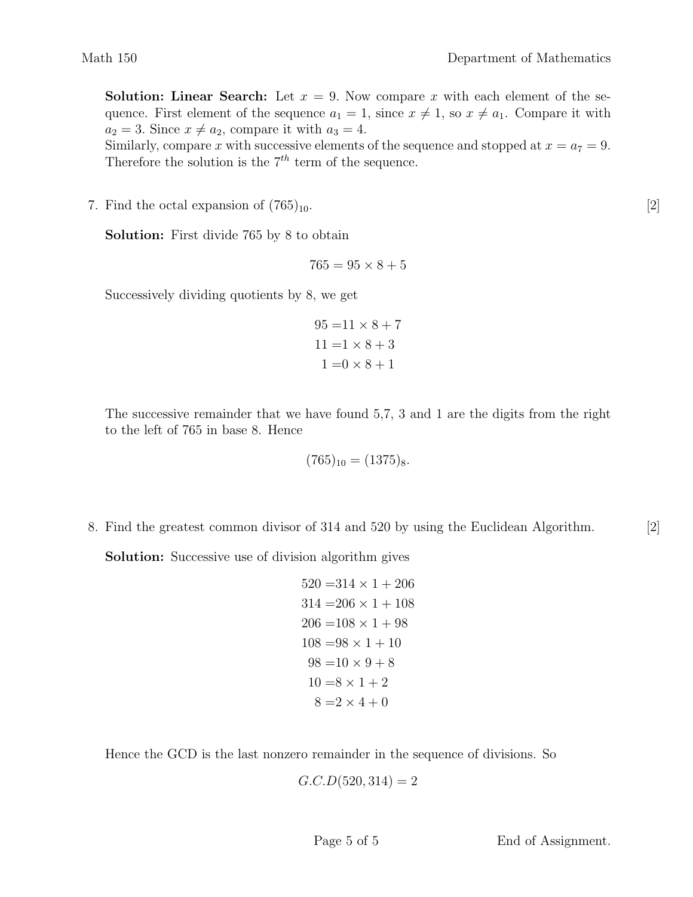**Solution: Linear Search:** Let $x = 9$. Now compare $x$ with each element of the sequence. First element of the sequence $a_1 = 1$, since $x \neq 1$, so $x \neq a_1$. Compare it with $a_2 = 3$. Since $x \neq a_2$, compare it with $a_3 = 4$.
Similarly, compare $x$ with successive elements of the sequence and stopped at $x = a_7 = 9$. Therefore the solution is the $7^{th}$ term of the sequence.

7. Find the octal expansion of $(765)_{10}$. [2]

**Solution:** First divide 765 by 8 to obtain

$$765 = 95 \times 8 + 5$$

Successively dividing quotients by 8, we get

$$\begin{aligned} 95 &= 11 \times 8 + 7 \\ 11 &= 1 \times 8 + 3 \\ 1 &= 0 \times 8 + 1 \end{aligned}$$

The successive remainder that we have found 5,7, 3 and 1 are the digits from the right to the left of 765 in base 8. Hence

$$(765)_{10} = (1375)_8.$$

8. Find the greatest common divisor of 314 and 520 by using the Euclidean Algorithm. [2]

**Solution:** Successive use of division algorithm gives

$$\begin{aligned} 520 &= 314 \times 1 + 206 \\ 314 &= 206 \times 1 + 108 \\ 206 &= 108 \times 1 + 98 \\ 108 &= 98 \times 1 + 10 \\ 98 &= 10 \times 9 + 8 \\ 10 &= 8 \times 1 + 2 \\ 8 &= 2 \times 4 + 0 \end{aligned}$$

Hence the GCD is the last nonzero remainder in the sequence of divisions. So

$$G.C.D(520, 314) = 2$$

End of Assignment.